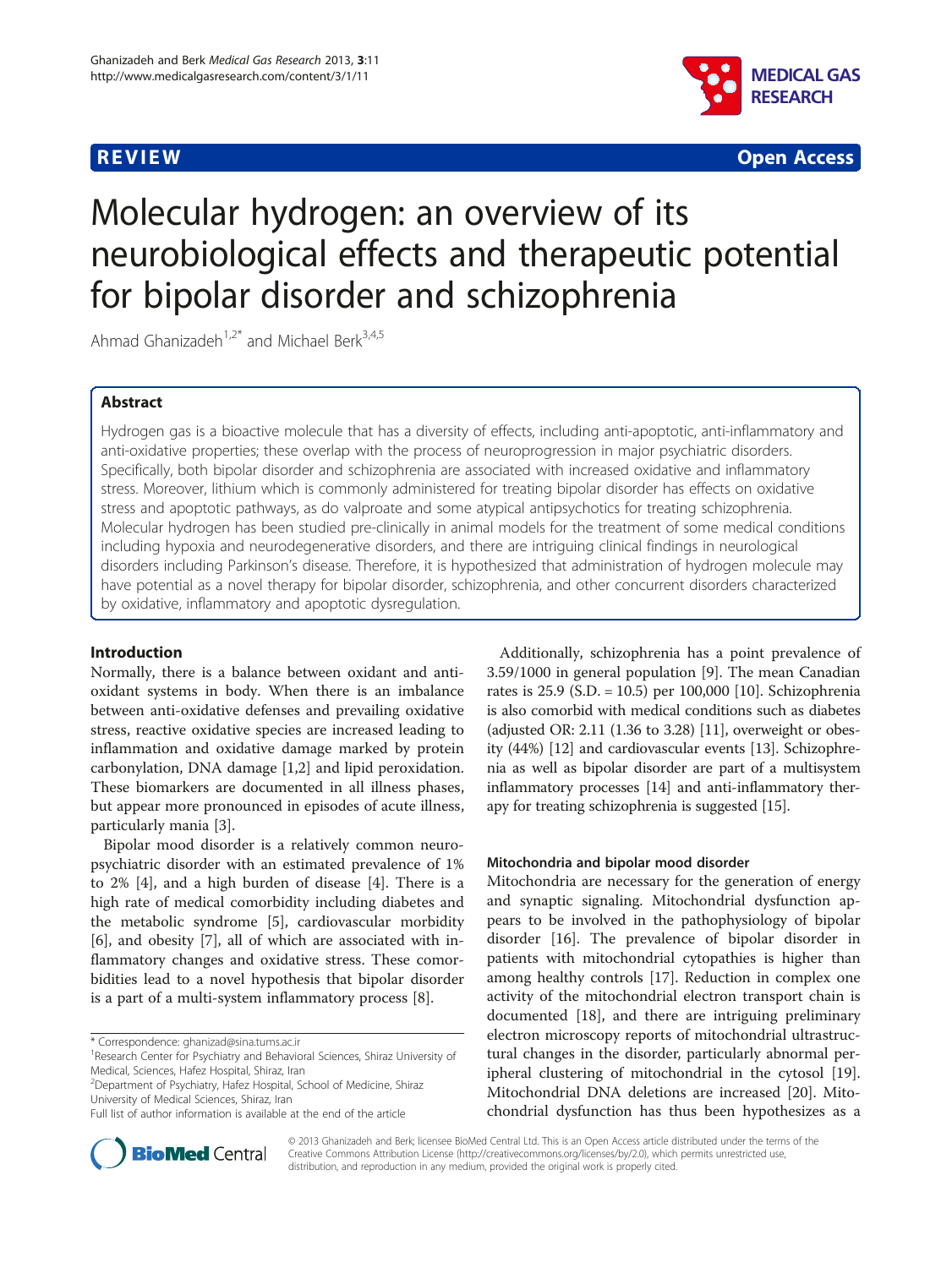**REVIEW** **Open Access**

# Molecular hydrogen: an overview of its neurobiological effects and therapeutic potential for bipolar disorder and schizophrenia

Ahmad Ghanizadeh[1,2*] and Michael Berk[3,4,5]

## Abstract

Hydrogen gas is a bioactive molecule that has a diversity of effects, including anti-apoptotic, anti-inflammatory and anti-oxidative properties; these overlap with the process of neuroprogression in major psychiatric disorders. Specifically, both bipolar disorder and schizophrenia are associated with increased oxidative and inflammatory stress. Moreover, lithium which is commonly administered for treating bipolar disorder has effects on oxidative stress and apoptotic pathways, as do valproate and some atypical antipsychotics for treating schizophrenia. Molecular hydrogen has been studied pre-clinically in animal models for the treatment of some medical conditions including hypoxia and neurodegenerative disorders, and there are intriguing clinical findings in neurological disorders including Parkinson's disease. Therefore, it is hypothesized that administration of hydrogen molecule may have potential as a novel therapy for bipolar disorder, schizophrenia, and other concurrent disorders characterized by oxidative, inflammatory and apoptotic dysregulation.

## Introduction

Normally, there is a balance between oxidant and anti-oxidant systems in body. When there is an imbalance between anti-oxidative defenses and prevailing oxidative stress, reactive oxidative species are increased leading to inflammation and oxidative damage marked by protein carbonylation, DNA damage [1,2] and lipid peroxidation. These biomarkers are documented in all illness phases, but appear more pronounced in episodes of acute illness, particularly mania [3].

Bipolar mood disorder is a relatively common neuropsychiatric disorder with an estimated prevalence of 1% to 2% [4], and a high burden of disease [4]. There is a high rate of medical comorbidity including diabetes and the metabolic syndrome [5], cardiovascular morbidity [6], and obesity [7], all of which are associated with inflammatory changes and oxidative stress. These comorbidities lead to a novel hypothesis that bipolar disorder is a part of a multi-system inflammatory process [8].

Additionally, schizophrenia has a point prevalence of 3.59/1000 in general population [9]. The mean Canadian rates is 25.9 (S.D. = 10.5) per 100,000 [10]. Schizophrenia is also comorbid with medical conditions such as diabetes (adjusted OR: 2.11 (1.36 to 3.28) [11], overweight or obesity (44%) [12] and cardiovascular events [13]. Schizophrenia as well as bipolar disorder are part of a multisystem inflammatory processes [14] and anti-inflammatory therapy for treating schizophrenia is suggested [15].

### Mitochondria and bipolar mood disorder

Mitochondria are necessary for the generation of energy and synaptic signaling. Mitochondrial dysfunction appears to be involved in the pathophysiology of bipolar disorder [16]. The prevalence of bipolar disorder in patients with mitochondrial cytopathies is higher than among healthy controls [17]. Reduction in complex one activity of the mitochondrial electron transport chain is documented [18], and there are intriguing preliminary electron microscopy reports of mitochondrial ultrastructural changes in the disorder, particularly abnormal peripheral clustering of mitochondrial in the cytosol [19]. Mitochondrial DNA deletions are increased [20]. Mitochondrial dysfunction has thus been hypothesizes as a

\* Correspondence: ghanizad@sina.tums.ac.ir
[1]Research Center for Psychiatry and Behavioral Sciences, Shiraz University of Medical, Sciences, Hafez Hospital, Shiraz, Iran
[2]Department of Psychiatry, Hafez Hospital, School of Medicine, Shiraz University of Medical Sciences, Shiraz, Iran
Full list of author information is available at the end of the article

© 2013 Ghanizadeh and Berk; licensee BioMed Central Ltd. This is an Open Access article distributed under the terms of the Creative Commons Attribution License (http://creativecommons.org/licenses/by/2.0), which permits unrestricted use, distribution, and reproduction in any medium, provided the original work is properly cited.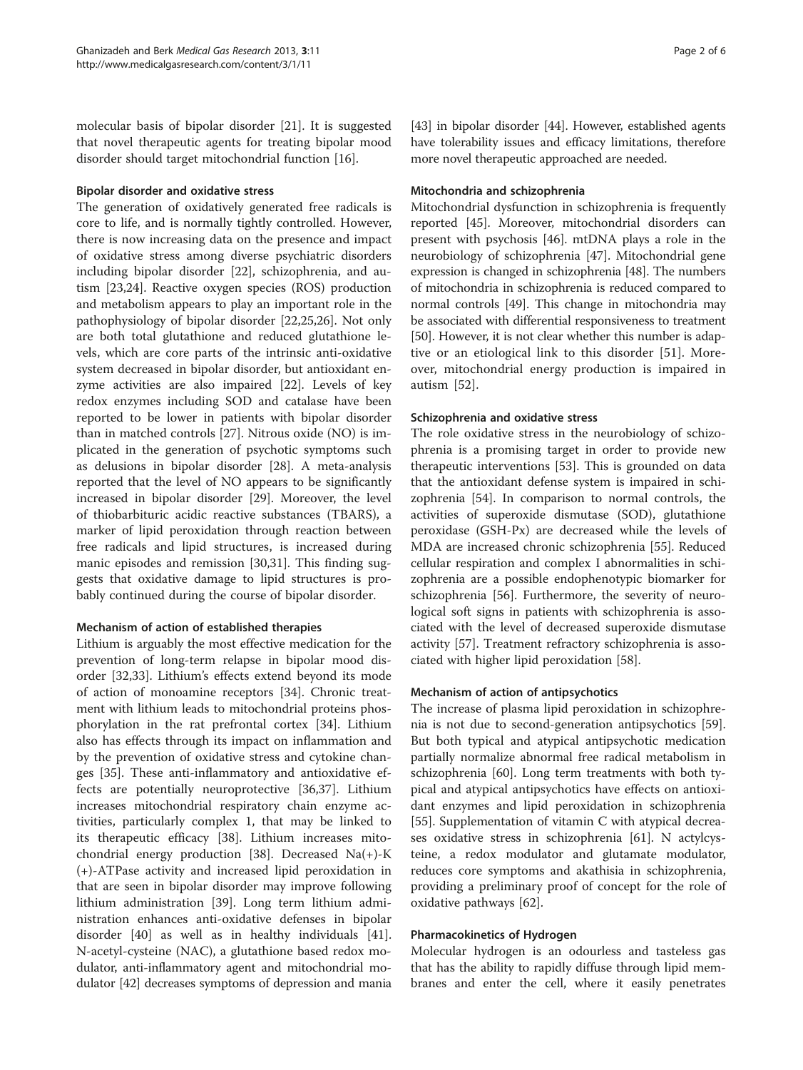molecular basis of bipolar disorder [21]. It is suggested that novel therapeutic agents for treating bipolar mood disorder should target mitochondrial function [16].

### Bipolar disorder and oxidative stress

The generation of oxidatively generated free radicals is core to life, and is normally tightly controlled. However, there is now increasing data on the presence and impact of oxidative stress among diverse psychiatric disorders including bipolar disorder [22], schizophrenia, and autism [23,24]. Reactive oxygen species (ROS) production and metabolism appears to play an important role in the pathophysiology of bipolar disorder [22,25,26]. Not only are both total glutathione and reduced glutathione levels, which are core parts of the intrinsic anti-oxidative system decreased in bipolar disorder, but antioxidant enzyme activities are also impaired [22]. Levels of key redox enzymes including SOD and catalase have been reported to be lower in patients with bipolar disorder than in matched controls [27]. Nitrous oxide (NO) is implicated in the generation of psychotic symptoms such as delusions in bipolar disorder [28]. A meta-analysis reported that the level of NO appears to be significantly increased in bipolar disorder [29]. Moreover, the level of thiobarbituric acidic reactive substances (TBARS), a marker of lipid peroxidation through reaction between free radicals and lipid structures, is increased during manic episodes and remission [30,31]. This finding suggests that oxidative damage to lipid structures is probably continued during the course of bipolar disorder.

### Mechanism of action of established therapies

Lithium is arguably the most effective medication for the prevention of long-term relapse in bipolar mood disorder [32,33]. Lithium's effects extend beyond its mode of action of monoamine receptors [34]. Chronic treatment with lithium leads to mitochondrial proteins phosphorylation in the rat prefrontal cortex [34]. Lithium also has effects through its impact on inflammation and by the prevention of oxidative stress and cytokine changes [35]. These anti-inflammatory and antioxidative effects are potentially neuroprotective [36,37]. Lithium increases mitochondrial respiratory chain enzyme activities, particularly complex 1, that may be linked to its therapeutic efficacy [38]. Lithium increases mitochondrial energy production [38]. Decreased $Na(+)$-$K(+)$-ATPase activity and increased lipid peroxidation in that are seen in bipolar disorder may improve following lithium administration [39]. Long term lithium administration enhances anti-oxidative defenses in bipolar disorder [40] as well as in healthy individuals [41]. N-acetyl-cysteine (NAC), a glutathione based redox modulator, anti-inflammatory agent and mitochondrial modulator [42] decreases symptoms of depression and mania [43] in bipolar disorder [44]. However, established agents have tolerability issues and efficacy limitations, therefore more novel therapeutic approached are needed.

### Mitochondria and schizophrenia

Mitochondrial dysfunction in schizophrenia is frequently reported [45]. Moreover, mitochondrial disorders can present with psychosis [46]. mtDNA plays a role in the neurobiology of schizophrenia [47]. Mitochondrial gene expression is changed in schizophrenia [48]. The numbers of mitochondria in schizophrenia is reduced compared to normal controls [49]. This change in mitochondria may be associated with differential responsiveness to treatment [50]. However, it is not clear whether this number is adaptive or an etiological link to this disorder [51]. Moreover, mitochondrial energy production is impaired in autism [52].

### Schizophrenia and oxidative stress

The role oxidative stress in the neurobiology of schizophrenia is a promising target in order to provide new therapeutic interventions [53]. This is grounded on data that the antioxidant defense system is impaired in schizophrenia [54]. In comparison to normal controls, the activities of superoxide dismutase (SOD), glutathione peroxidase (GSH-Px) are decreased while the levels of MDA are increased chronic schizophrenia [55]. Reduced cellular respiration and complex I abnormalities in schizophrenia are a possible endophenotypic biomarker for schizophrenia [56]. Furthermore, the severity of neurological soft signs in patients with schizophrenia is associated with the level of decreased superoxide dismutase activity [57]. Treatment refractory schizophrenia is associated with higher lipid peroxidation [58].

### Mechanism of action of antipsychotics

The increase of plasma lipid peroxidation in schizophrenia is not due to second-generation antipsychotics [59]. But both typical and atypical antipsychotic medication partially normalize abnormal free radical metabolism in schizophrenia [60]. Long term treatments with both typical and atypical antipsychotics have effects on antioxidant enzymes and lipid peroxidation in schizophrenia [55]. Supplementation of vitamin C with atypical decreases oxidative stress in schizophrenia [61]. N actylcysteine, a redox modulator and glutamate modulator, reduces core symptoms and akathisia in schizophrenia, providing a preliminary proof of concept for the role of oxidative pathways [62].

### Pharmacokinetics of Hydrogen

Molecular hydrogen is an odourless and tasteless gas that has the ability to rapidly diffuse through lipid membranes and enter the cell, where it easily penetrates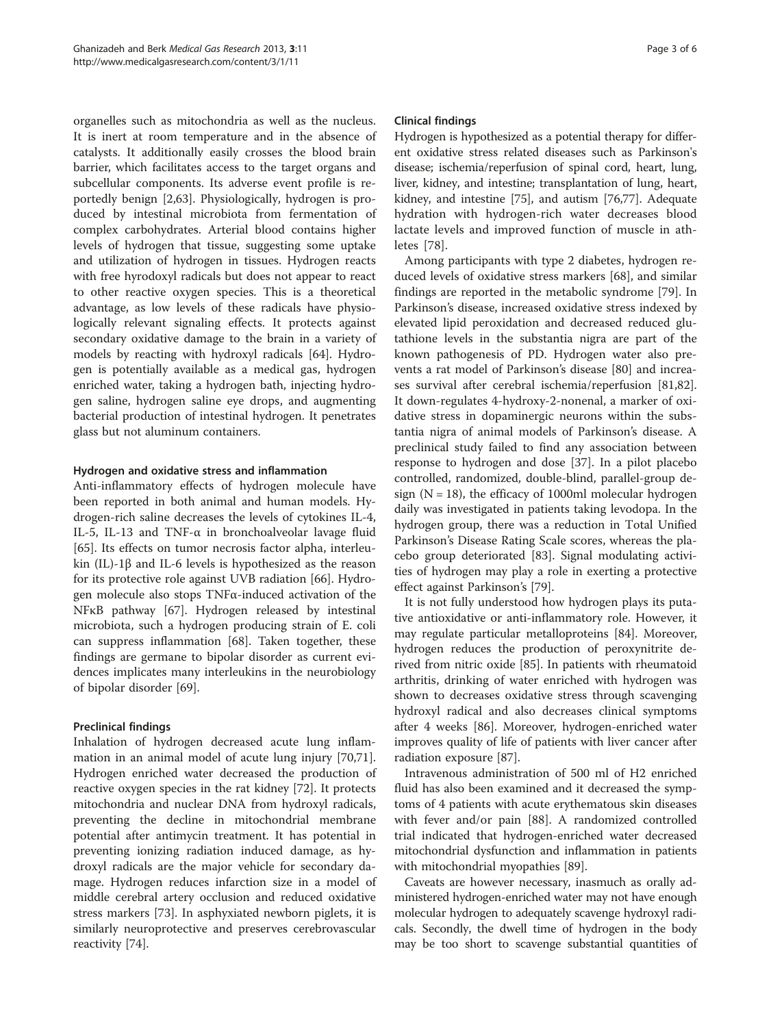organelles such as mitochondria as well as the nucleus. It is inert at room temperature and in the absence of catalysts. It additionally easily crosses the blood brain barrier, which facilitates access to the target organs and subcellular components. Its adverse event profile is reportedly benign [2,63]. Physiologically, hydrogen is produced by intestinal microbiota from fermentation of complex carbohydrates. Arterial blood contains higher levels of hydrogen that tissue, suggesting some uptake and utilization of hydrogen in tissues. Hydrogen reacts with free hyrodoxyl radicals but does not appear to react to other reactive oxygen species. This is a theoretical advantage, as low levels of these radicals have physiologically relevant signaling effects. It protects against secondary oxidative damage to the brain in a variety of models by reacting with hydroxyl radicals [64]. Hydrogen is potentially available as a medical gas, hydrogen enriched water, taking a hydrogen bath, injecting hydrogen saline, hydrogen saline eye drops, and augmenting bacterial production of intestinal hydrogen. It penetrates glass but not aluminum containers.

#### Hydrogen and oxidative stress and inflammation

Anti-inflammatory effects of hydrogen molecule have been reported in both animal and human models. Hydrogen-rich saline decreases the levels of cytokines IL-4, IL-5, IL-13 and TNF-α in bronchoalveolar lavage fluid [65]. Its effects on tumor necrosis factor alpha, interleukin (IL)-1β and IL-6 levels is hypothesized as the reason for its protective role against UVB radiation [66]. Hydrogen molecule also stops TNFα-induced activation of the NFκB pathway [67]. Hydrogen released by intestinal microbiota, such a hydrogen producing strain of E. coli can suppress inflammation [68]. Taken together, these findings are germane to bipolar disorder as current evidences implicates many interleukins in the neurobiology of bipolar disorder [69].

#### Preclinical findings

Inhalation of hydrogen decreased acute lung inflammation in an animal model of acute lung injury [70,71]. Hydrogen enriched water decreased the production of reactive oxygen species in the rat kidney [72]. It protects mitochondria and nuclear DNA from hydroxyl radicals, preventing the decline in mitochondrial membrane potential after antimycin treatment. It has potential in preventing ionizing radiation induced damage, as hydroxyl radicals are the major vehicle for secondary damage. Hydrogen reduces infarction size in a model of middle cerebral artery occlusion and reduced oxidative stress markers [73]. In asphyxiated newborn piglets, it is similarly neuroprotective and preserves cerebrovascular reactivity [74].

#### Clinical findings

Hydrogen is hypothesized as a potential therapy for different oxidative stress related diseases such as Parkinson's disease; ischemia/reperfusion of spinal cord, heart, lung, liver, kidney, and intestine; transplantation of lung, heart, kidney, and intestine [75], and autism [76,77]. Adequate hydration with hydrogen-rich water decreases blood lactate levels and improved function of muscle in athletes [78].

Among participants with type 2 diabetes, hydrogen reduced levels of oxidative stress markers [68], and similar findings are reported in the metabolic syndrome [79]. In Parkinson's disease, increased oxidative stress indexed by elevated lipid peroxidation and decreased reduced glutathione levels in the substantia nigra are part of the known pathogenesis of PD. Hydrogen water also prevents a rat model of Parkinson's disease [80] and increases survival after cerebral ischemia/reperfusion [81,82]. It down-regulates 4-hydroxy-2-nonenal, a marker of oxidative stress in dopaminergic neurons within the substantia nigra of animal models of Parkinson's disease. A preclinical study failed to find any association between response to hydrogen and dose [37]. In a pilot placebo controlled, randomized, double-blind, parallel-group design ($N = 18$), the efficacy of 1000ml molecular hydrogen daily was investigated in patients taking levodopa. In the hydrogen group, there was a reduction in Total Unified Parkinson's Disease Rating Scale scores, whereas the placebo group deteriorated [83]. Signal modulating activities of hydrogen may play a role in exerting a protective effect against Parkinson's [79].

It is not fully understood how hydrogen plays its putative antioxidative or anti-inflammatory role. However, it may regulate particular metalloproteins [84]. Moreover, hydrogen reduces the production of peroxynitrite derived from nitric oxide [85]. In patients with rheumatoid arthritis, drinking of water enriched with hydrogen was shown to decreases oxidative stress through scavenging hydroxyl radical and also decreases clinical symptoms after 4 weeks [86]. Moreover, hydrogen-enriched water improves quality of life of patients with liver cancer after radiation exposure [87].

Intravenous administration of 500 ml of $H_2$ enriched fluid has also been examined and it decreased the symptoms of 4 patients with acute erythematous skin diseases with fever and/or pain [88]. A randomized controlled trial indicated that hydrogen-enriched water decreased mitochondrial dysfunction and inflammation in patients with mitochondrial myopathies [89].

Caveats are however necessary, inasmuch as orally administered hydrogen-enriched water may not have enough molecular hydrogen to adequately scavenge hydroxyl radicals. Secondly, the dwell time of hydrogen in the body may be too short to scavenge substantial quantities of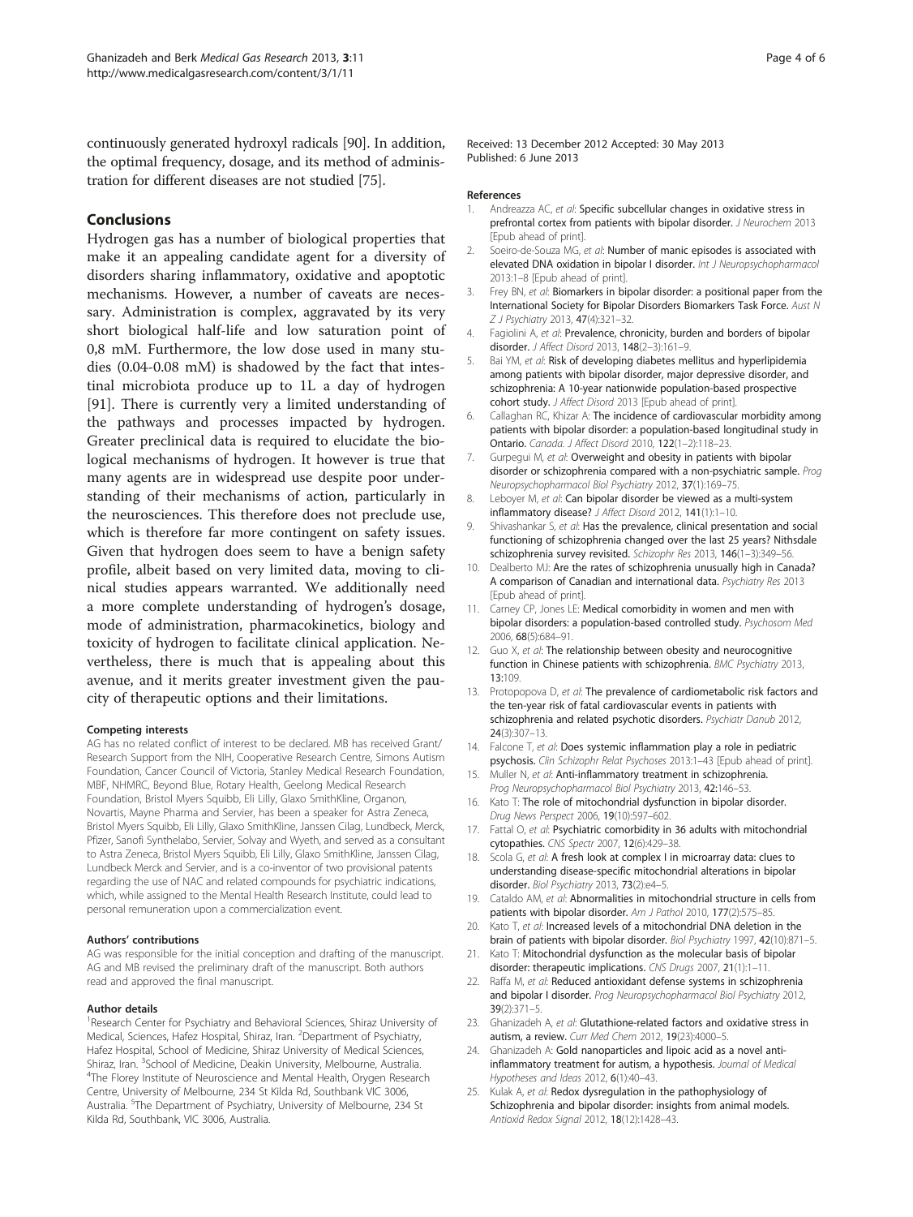continuously generated hydroxyl radicals [90]. In addition, the optimal frequency, dosage, and its method of administration for different diseases are not studied [75].

## Conclusions

Hydrogen gas has a number of biological properties that make it an appealing candidate agent for a diversity of disorders sharing inflammatory, oxidative and apoptotic mechanisms. However, a number of caveats are necessary. Administration is complex, aggravated by its very short biological half-life and low saturation point of 0,8 mM. Furthermore, the low dose used in many studies (0.04-0.08 mM) is shadowed by the fact that intestinal microbiota produce up to 1L a day of hydrogen [91]. There is currently very a limited understanding of the pathways and processes impacted by hydrogen. Greater preclinical data is required to elucidate the biological mechanisms of hydrogen. It however is true that many agents are in widespread use despite poor understanding of their mechanisms of action, particularly in the neurosciences. This therefore does not preclude use, which is therefore far more contingent on safety issues. Given that hydrogen does seem to have a benign safety profile, albeit based on very limited data, moving to clinical studies appears warranted. We additionally need a more complete understanding of hydrogen's dosage, mode of administration, pharmacokinetics, biology and toxicity of hydrogen to facilitate clinical application. Nevertheless, there is much that is appealing about this avenue, and it merits greater investment given the paucity of therapeutic options and their limitations.

#### Competing interests

AG has no related conflict of interest to be declared. MB has received Grant/Research Support from the NIH, Cooperative Research Centre, Simons Autism Foundation, Cancer Council of Victoria, Stanley Medical Research Foundation, MBF, NHMRC, Beyond Blue, Rotary Health, Geelong Medical Research Foundation, Bristol Myers Squibb, Eli Lilly, Glaxo SmithKline, Organon, Novartis, Mayne Pharma and Servier, has been a speaker for Astra Zeneca, Bristol Myers Squibb, Eli Lilly, Glaxo SmithKline, Janssen Cilag, Lundbeck, Merck, Pfizer, Sanofi Synthelabo, Servier, Solvay and Wyeth, and served as a consultant to Astra Zeneca, Bristol Myers Squibb, Eli Lilly, Glaxo SmithKline, Janssen Cilag, Lundbeck Merck and Servier, and is a co-inventor of two provisional patents regarding the use of NAC and related compounds for psychiatric indications, which, while assigned to the Mental Health Research Institute, could lead to personal remuneration upon a commercialization event.

#### Authors' contributions

AG was responsible for the initial conception and drafting of the manuscript. AG and MB revised the preliminary draft of the manuscript. Both authors read and approved the final manuscript.

#### Author details

[1]Research Center for Psychiatry and Behavioral Sciences, Shiraz University of Medical, Sciences, Hafez Hospital, Shiraz, Iran. [2]Department of Psychiatry, Hafez Hospital, School of Medicine, Shiraz University of Medical Sciences, Shiraz, Iran. [3]School of Medicine, Deakin University, Melbourne, Australia. [4]The Florey Institute of Neuroscience and Mental Health, Orygen Research Centre, University of Melbourne, 234 St Kilda Rd, Southbank VIC 3006, Australia. [5]The Department of Psychiatry, University of Melbourne, 234 St Kilda Rd, Southbank, VIC 3006, Australia.

Received: 13 December 2012 Accepted: 30 May 2013
Published: 6 June 2013

#### References

1. Andreazza AC, *et al*: **Specific subcellular changes in oxidative stress in prefrontal cortex from patients with bipolar disorder.** *J Neurochem* 2013 [Epub ahead of print].
2. Soeiro-de-Souza MG, *et al*: **Number of manic episodes is associated with elevated DNA oxidation in bipolar I disorder.** *Int J Neuropsychopharmacol* 2013:1–8 [Epub ahead of print].
3. Frey BN, *et al*: **Biomarkers in bipolar disorder: a positional paper from the International Society for Bipolar Disorders Biomarkers Task Force.** *Aust N Z J Psychiatry* 2013, **47**(4):321–32.
4. Fagiolini A, *et al*: **Prevalence, chronicity, burden and borders of bipolar disorder.** *J Affect Disord* 2013, **148**(2–3):161–9.
5. Bai YM, *et al*: **Risk of developing diabetes mellitus and hyperlipidemia among patients with bipolar disorder, major depressive disorder, and schizophrenia: A 10-year nationwide population-based prospective cohort study.** *J Affect Disord* 2013 [Epub ahead of print].
6. Callaghan RC, Khizar A: **The incidence of cardiovascular morbidity among patients with bipolar disorder: a population-based longitudinal study in Ontario.** *Canada. J Affect Disord* 2010, **122**(1–2):118–23.
7. Gurpegui M, *et al*: **Overweight and obesity in patients with bipolar disorder or schizophrenia compared with a non-psychiatric sample.** *Prog Neuropsychopharmacol Biol Psychiatry* 2012, **37**(1):169–75.
8. Leboyer M, *et al*: **Can bipolar disorder be viewed as a multi-system inflammatory disease?** *J Affect Disord* 2012, **141**(1):1–10.
9. Shivashankar S, *et al*: **Has the prevalence, clinical presentation and social functioning of schizophrenia changed over the last 25 years? Nithsdale schizophrenia survey revisited.** *Schizophr Res* 2013, **146**(1–3):349–56.
10. Dealberto MJ: **Are the rates of schizophrenia unusually high in Canada? A comparison of Canadian and international data.** *Psychiatry Res* 2013 [Epub ahead of print].
11. Carney CP, Jones LE: **Medical comorbidity in women and men with bipolar disorders: a population-based controlled study.** *Psychosom Med* 2006, **68**(5):684–91.
12. Guo X, *et al*: **The relationship between obesity and neurocognitive function in Chinese patients with schizophrenia.** *BMC Psychiatry* 2013, **13**:109.
13. Protopopova D, *et al*: **The prevalence of cardiometabolic risk factors and the ten-year risk of fatal cardiovascular events in patients with schizophrenia and related psychotic disorders.** *Psychiatr Danub* 2012, **24**(3):307–13.
14. Falcone T, *et al*: **Does systemic inflammation play a role in pediatric psychosis.** *Clin Schizophr Relat Psychoses* 2013:1–43 [Epub ahead of print].
15. Muller N, *et al*: **Anti-inflammatory treatment in schizophrenia.** *Prog Neuropsychopharmacol Biol Psychiatry* 2013, **42**:146–53.
16. Kato T: **The role of mitochondrial dysfunction in bipolar disorder.** *Drug News Perspect* 2006, **19**(10):597–602.
17. Fattal O, *et al*: **Psychiatric comorbidity in 36 adults with mitochondrial cytopathies.** *CNS Spectr* 2007, **12**(6):429–38.
18. Scola G, *et al*: **A fresh look at complex I in microarray data: clues to understanding disease-specific mitochondrial alterations in bipolar disorder.** *Biol Psychiatry* 2013, **73**(2):e4–5.
19. Cataldo AM, *et al*: **Abnormalities in mitochondrial structure in cells from patients with bipolar disorder.** *Am J Pathol* 2010, **177**(2):575–85.
20. Kato T, *et al*: **Increased levels of a mitochondrial DNA deletion in the brain of patients with bipolar disorder.** *Biol Psychiatry* 1997, **42**(10):871–5.
21. Kato T: **Mitochondrial dysfunction as the molecular basis of bipolar disorder: therapeutic implications.** *CNS Drugs* 2007, **21**(1):1–11.
22. Raffa M, *et al*: **Reduced antioxidant defense systems in schizophrenia and bipolar I disorder.** *Prog Neuropsychopharmacol Biol Psychiatry* 2012, **39**(2):371–5.
23. Ghanizadeh A, *et al*: **Glutathione-related factors and oxidative stress in autism, a review.** *Curr Med Chem* 2012, **19**(23):4000–5.
24. Ghanizadeh A: **Gold nanoparticles and lipoic acid as a novel anti-inflammatory treatment for autism, a hypothesis.** *Journal of Medical Hypotheses and Ideas* 2012, **6**(1):40–43.
25. Kulak A, *et al*: **Redox dysregulation in the pathophysiology of Schizophrenia and bipolar disorder: insights from animal models.** *Antioxid Redox Signal* 2012, **18**(12):1428–43.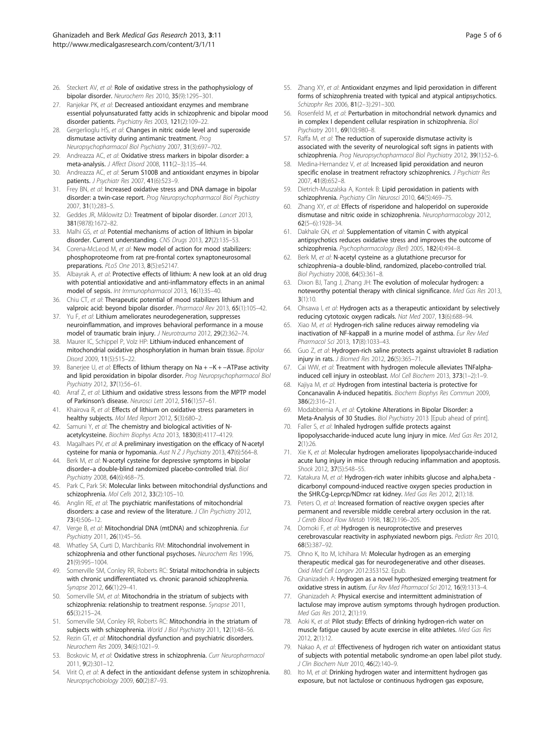26. Steckert AV, *et al*: **Role of oxidative stress in the pathophysiology of bipolar disorder.** *Neurochem Res* 2010, **35**(9):1295–301.
27. Ranjekar PK, *et al*: **Decreased antioxidant enzymes and membrane essential polyunsaturated fatty acids in schizophrenic and bipolar mood disorder patients.** *Psychiatry Res* 2003, **121**(2):109–22.
28. Gergerlioglu HS, *et al*: **Changes in nitric oxide level and superoxide dismutase activity during antimanic treatment.** *Prog Neuropsychopharmacol Biol Psychiatry* 2007, **31**(3):697–702.
29. Andreazza AC, *et al*: **Oxidative stress markers in bipolar disorder: a meta-analysis.** *J Affect Disord* 2008, **111**(2–3):135–44.
30. Andreazza AC, *et al*: **Serum S100B and antioxidant enzymes in bipolar patients.** *J Psychiatr Res* 2007, **41**(6):523–9.
31. Frey BN, *et al*: **Increased oxidative stress and DNA damage in bipolar disorder: a twin-case report.** *Prog Neuropsychopharmacol Biol Psychiatry* 2007, **31**(1):283–5.
32. Geddes JR, Miklowitz DJ: **Treatment of bipolar disorder.** *Lancet* 2013, **381**(9878):1672–82.
33. Malhi GS, *et al*: **Potential mechanisms of action of lithium in bipolar disorder. Current understanding.** *CNS Drugs* 2013, **27**(2):135–53.
34. Corena-McLeod M, *et al*: **New model of action for mood stabilizers: phosphoproteome from rat pre-frontal cortex synaptoneurosomal preparations.** *PLoS One* 2013, **8**(5):e52147.
35. Albayrak A, *et al*: **Protective effects of lithium: A new look at an old drug with potential antioxidative and anti-inflammatory effects in an animal model of sepsis.** *Int Immunopharmacol* 2013, **16**(1):35–40.
36. Chiu CT, *et al*: **Therapeutic potential of mood stabilizers lithium and valproic acid: beyond bipolar disorder.** *Pharmacol Rev* 2013, **65**(1):105–42.
37. Yu F, *et al*: **Lithium ameliorates neurodegeneration, suppresses neuroinflammation, and improves behavioral performance in a mouse model of traumatic brain injury.** *J Neurotrauma* 2012, **29**(2):362–74.
38. Maurer IC, Schippel P, Volz HP: **Lithium-induced enhancement of mitochondrial oxidative phosphorylation in human brain tissue.** *Bipolar Disord* 2009, **11**(5):515–22.
39. Banerjee U, *et al*: **Effects of lithium therapy on Na + −K + −ATPase activity and lipid peroxidation in bipolar disorder.** *Prog Neuropsychopharmacol Biol Psychiatry* 2012, **37**(1):56–61.
40. Arraf Z, *et al*: **Lithium and oxidative stress lessons from the MPTP model of Parkinson's disease.** *Neurosci Lett* 2012, **516**(1):57–61.
41. Khairova R, *et al*: **Effects of lithium on oxidative stress parameters in healthy subjects.** *Mol Med Report* 2012, **5**(3):680–2.
42. Samuni Y, *et al*: **The chemistry and biological activities of N-acetylcysteine.** *Biochim Biophys Acta* 2013, **1830**(8):4117–4129.
43. Magalhaes PV, *et al*: **A preliminary investigation on the efficacy of N-acetyl cysteine for mania or hypomania.** *Aust N Z J Psychiatry* 2013, **47**(6):564–8.
44. Berk M, *et al*: **N-acetyl cysteine for depressive symptoms in bipolar disorder–a double-blind randomized placebo-controlled trial.** *Biol Psychiatry* 2008, **64**(6):468–75.
45. Park C, Park SK: **Molecular links between mitochondrial dysfunctions and schizophrenia.** *Mol Cells* 2012, **33**(2):105–10.
46. Anglin RE, *et al*: **The psychiatric manifestations of mitochondrial disorders: a case and review of the literature.** *J Clin Psychiatry* 2012, **73**(4):506–12.
47. Verge B, *et al*: **Mitochondrial DNA (mtDNA) and schizophrenia.** *Eur Psychiatry* 2011, **26**(1):45–56.
48. Whatley SA, Curti D, Marchbanks RM: **Mitochondrial involvement in schizophrenia and other functional psychoses.** *Neurochem Res* 1996, **21**(9):995–1004.
49. Somerville SM, Conley RR, Roberts RC: **Striatal mitochondria in subjects with chronic undifferentiated vs. chronic paranoid schizophrenia.** *Synapse* 2012, **66**(1):29–41.
50. Somerville SM, *et al*: **Mitochondria in the striatum of subjects with schizophrenia: relationship to treatment response.** *Synapse* 2011, **65**(3):215–24.
51. Somerville SM, Conley RR, Roberts RC: **Mitochondria in the striatum of subjects with schizophrenia.** *World J Biol Psychiatry* 2011, **12**(1):48–56.
52. Rezin GT, *et al*: **Mitochondrial dysfunction and psychiatric disorders.** *Neurochem Res* 2009, **34**(6):1021–9.
53. Boskovic M, *et al*: **Oxidative stress in schizophrenia.** *Curr Neuropharmacol* 2011, **9**(2):301–12.
54. Virit O, *et al*: **A defect in the antioxidant defense system in schizophrenia.** *Neuropsychobiology* 2009, **60**(2):87–93.
55. Zhang XY, *et al*: **Antioxidant enzymes and lipid peroxidation in different forms of schizophrenia treated with typical and atypical antipsychotics.** *Schizophr Res* 2006, **81**(2–3):291–300.
56. Rosenfeld M, *et al*: **Perturbation in mitochondrial network dynamics and in complex I dependent cellular respiration in schizophrenia.** *Biol Psychiatry* 2011, **69**(10):980–8.
57. Raffa M, *et al*: **The reduction of superoxide dismutase activity is associated with the severity of neurological soft signs in patients with schizophrenia.** *Prog Neuropsychopharmacol Biol Psychiatry* 2012, **39**(1):52–6.
58. Medina-Hernandez V, *et al*: **Increased lipid peroxidation and neuron specific enolase in treatment refractory schizophrenics.** *J Psychiatr Res* 2007, **41**(8):652–8.
59. Dietrich-Muszalska A, Kontek B: **Lipid peroxidation in patients with schizophrenia.** *Psychiatry Clin Neurosci* 2010, **64**(5):469–75.
60. Zhang XY, *et al*: **Effects of risperidone and haloperidol on superoxide dismutase and nitric oxide in schizophrenia.** *Neuropharmacology* 2012, **62**(5–6):1928–34.
61. Dakhale GN, *et al*: **Supplementation of vitamin C with atypical antipsychotics reduces oxidative stress and improves the outcome of schizophrenia.** *Psychopharmacology (Berl)* 2005, **182**(4):494–8.
62. Berk M, *et al*: **N-acetyl cysteine as a glutathione precursor for schizophrenia–a double-blind, randomized, placebo-controlled trial.** *Biol Psychiatry* 2008, **64**(5):361–8.
63. Dixon BJ, Tang J, Zhang JH: **The evolution of molecular hydrogen: a noteworthy potential therapy with clinical significance.** *Med Gas Res* 2013, **3**(1):10.
64. Ohsawa I, *et al*: **Hydrogen acts as a therapeutic antioxidant by selectively reducing cytotoxic oxygen radicals.** *Nat Med* 2007, **13**(6):688–94.
65. Xiao M, *et al*: **Hydrogen-rich saline reduces airway remodeling via inactivation of NF-kappaB in a murine model of asthma.** *Eur Rev Med Pharmacol Sci* 2013, **17**(8):1033–43.
66. Guo Z, *et al*: **Hydrogen-rich saline protects against ultraviolet B radiation injury in rats.** *J Biomed Res* 2012, **26**(5):365–71.
67. Cai WW, *et al*: **Treatment with hydrogen molecule alleviates TNFalpha-induced cell injury in osteoblast.** *Mol Cell Biochem* 2013, **373**(1–2):1–9.
68. Kajiya M, *et al*: **Hydrogen from intestinal bacteria is protective for Concanavalin A-induced hepatitis.** *Biochem Biophys Res Commun* 2009, **386**(2):316–21.
69. Modabbernia A, *et al*: **Cytokine Alterations in Bipolar Disorder: a Meta-Analysis of 30 Studies.** *Biol Psychiatry* 2013 [Epub ahead of print].
70. Faller S, *et al*: **Inhaled hydrogen sulfide protects against lipopolysaccharide-induced acute lung injury in mice.** *Med Gas Res* 2012, **2**(1):26.
71. Xie K, *et al*: **Molecular hydrogen ameliorates lipopolysaccharide-induced acute lung injury in mice through reducing inflammation and apoptosis.** *Shock* 2012, **37**(5):548–55.
72. Katakura M, *et al*: **Hydrogen-rich water inhibits glucose and alpha,beta -dicarbonyl compound-induced reactive oxygen species production in the SHR.Cg-Leprcp/NDmcr rat kidney.** *Med Gas Res* 2012, **2**(1):18.
73. Peters O, *et al*: **Increased formation of reactive oxygen species after permanent and reversible middle cerebral artery occlusion in the rat.** *J Cereb Blood Flow Metab* 1998, **18**(2):196–205.
74. Domoki F, *et al*: **Hydrogen is neuroprotective and preserves cerebrovascular reactivity in asphyxiated newborn pigs.** *Pediatr Res* 2010, **68**(5):387–92.
75. Ohno K, Ito M, Ichihara M: **Molecular hydrogen as an emerging therapeutic medical gas for neurodegenerative and other diseases.** *Oxid Med Cell Longev* 2012:353152. Epub.
76. Ghanizadeh A: **Hydrogen as a novel hypothesized emerging treatment for oxidative stress in autism.** *Eur Rev Med Pharmacol Sci* 2012, **16**(9):1313–4.
77. Ghanizadeh A: **Physical exercise and intermittent administration of lactulose may improve autism symptoms through hydrogen production.** *Med Gas Res* 2012, **2**(1):19.
78. Aoki K, *et al*: **Pilot study: Effects of drinking hydrogen-rich water on muscle fatigue caused by acute exercise in elite athletes.** *Med Gas Res* 2012, **2**(1):12.
79. Nakao A, *et al*: **Effectiveness of hydrogen rich water on antioxidant status of subjects with potential metabolic syndrome-an open label pilot study.** *J Clin Biochem Nutr* 2010, **46**(2):140–9.
80. Ito M, *et al*: **Drinking hydrogen water and intermittent hydrogen gas exposure, but not lactulose or continuous hydrogen gas exposure,**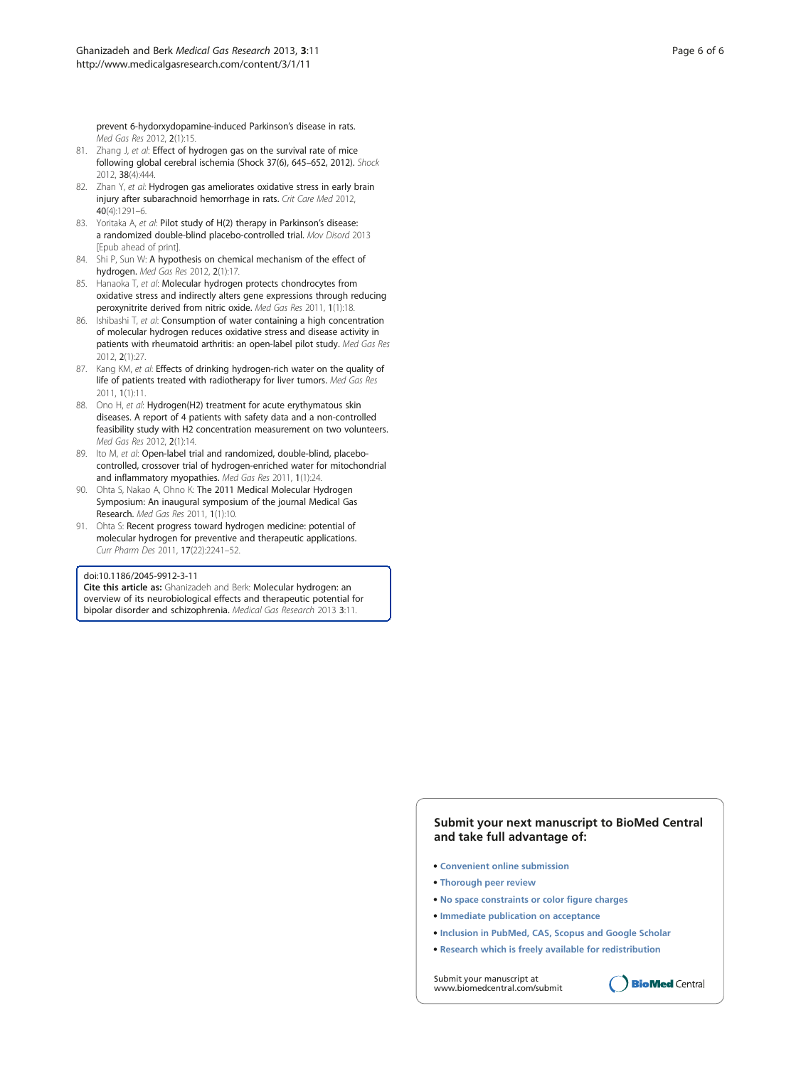prevent 6-hydorxydopamine-induced Parkinson's disease in rats. *Med Gas Res* 2012, **2**(1):15.

81. Zhang J, *et al*: **Effect of hydrogen gas on the survival rate of mice following global cerebral ischemia (Shock 37(6), 645–652, 2012).** *Shock* 2012, **38**(4):444.
82. Zhan Y, *et al*: **Hydrogen gas ameliorates oxidative stress in early brain injury after subarachnoid hemorrhage in rats.** *Crit Care Med* 2012, **40**(4):1291–6.
83. Yoritaka A, *et al*: **Pilot study of H(2) therapy in Parkinson's disease: a randomized double-blind placebo-controlled trial.** *Mov Disord* 2013 [Epub ahead of print].
84. Shi P, Sun W: **A hypothesis on chemical mechanism of the effect of hydrogen.** *Med Gas Res* 2012, **2**(1):17.
85. Hanaoka T, *et al*: **Molecular hydrogen protects chondrocytes from oxidative stress and indirectly alters gene expressions through reducing peroxynitrite derived from nitric oxide.** *Med Gas Res* 2011, **1**(1):18.
86. Ishibashi T, *et al*: **Consumption of water containing a high concentration of molecular hydrogen reduces oxidative stress and disease activity in patients with rheumatoid arthritis: an open-label pilot study.** *Med Gas Res* 2012, **2**(1):27.
87. Kang KM, *et al*: **Effects of drinking hydrogen-rich water on the quality of life of patients treated with radiotherapy for liver tumors.** *Med Gas Res* 2011, **1**(1):11.
88. Ono H, *et al*: **Hydrogen(H2) treatment for acute erythymatous skin diseases. A report of 4 patients with safety data and a non-controlled feasibility study with H2 concentration measurement on two volunteers.** *Med Gas Res* 2012, **2**(1):14.
89. Ito M, *et al*: **Open-label trial and randomized, double-blind, placebo-controlled, crossover trial of hydrogen-enriched water for mitochondrial and inflammatory myopathies.** *Med Gas Res* 2011, **1**(1):24.
90. Ohta S, Nakao A, Ohno K: **The 2011 Medical Molecular Hydrogen Symposium: An inaugural symposium of the journal Medical Gas Research.** *Med Gas Res* 2011, **1**(1):10.
91. Ohta S: **Recent progress toward hydrogen medicine: potential of molecular hydrogen for preventive and therapeutic applications.** *Curr Pharm Des* 2011, **17**(22):2241–52.

doi:10.1186/2045-9912-3-11

**Cite this article as:** Ghanizadeh and Berk: **Molecular hydrogen: an overview of its neurobiological effects and therapeutic potential for bipolar disorder and schizophrenia.** *Medical Gas Research* 2013 **3**:11.

**Submit your next manuscript to BioMed Central and take full advantage of:**

- **Convenient online submission**
- **Thorough peer review**
- **No space constraints or color figure charges**
- **Immediate publication on acceptance**
- **Inclusion in PubMed, CAS, Scopus and Google Scholar**
- **Research which is freely available for redistribution**

Submit your manuscript at
www.biomedcentral.com/submit

BioMed Central